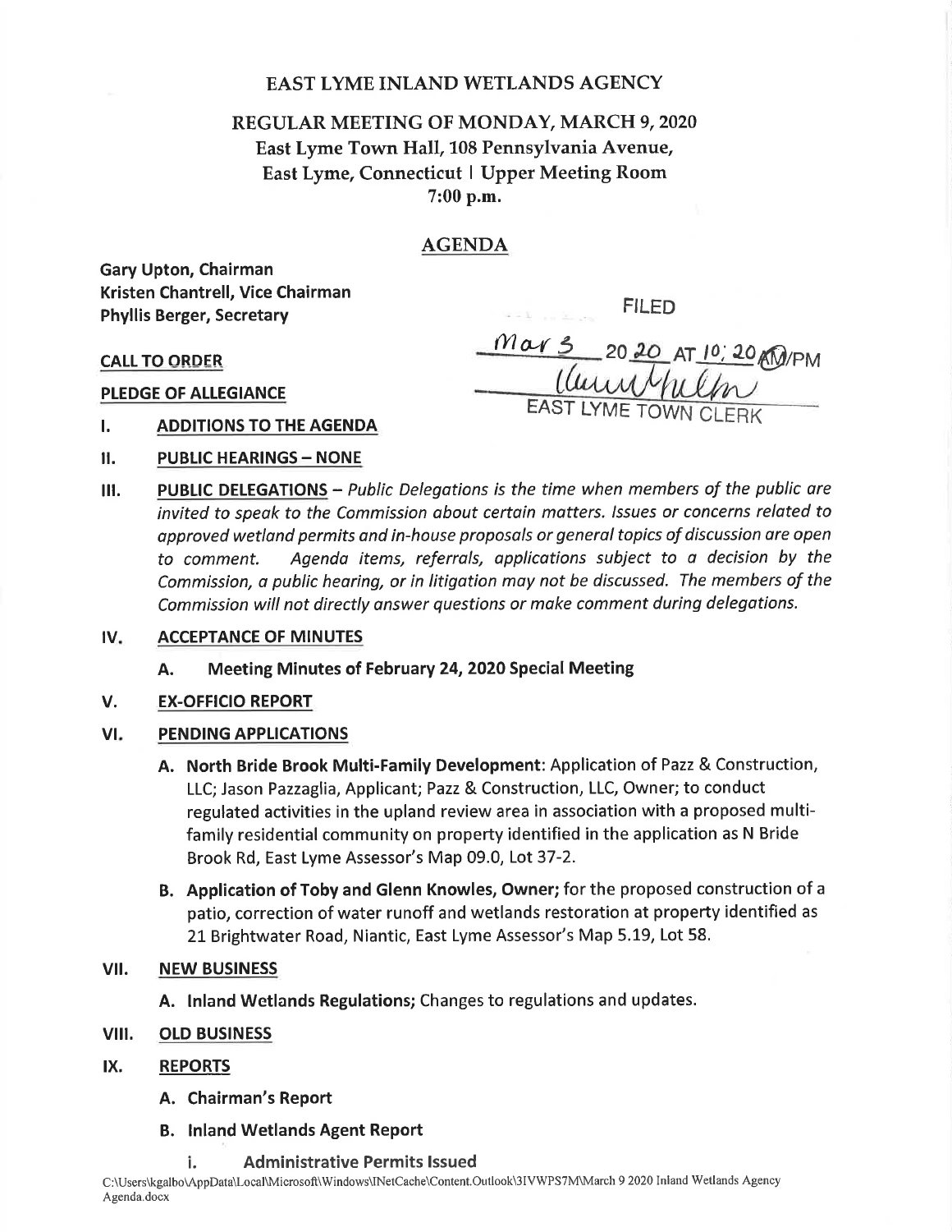# EAST LYME INLAND WETLANDS AGENCY

## REGULAR MEETING OF MONDAY, MARCH 9, 2020
## East Lyme Town Hall, 108 Pennsylvania Avenue,
## East Lyme, Connecticut | Upper Meeting Room
## 7:00 p.m.

## AGENDA

**Gary Upton, Chairman**
**Kristen Chantrell, Vice Chairman**
**Phyllis Berger, Secretary**

FILED
Mar 3 20 20 AT 10:20 AM/PM
EAST LYME TOWN CLERK

**CALL TO ORDER**

**PLEDGE OF ALLEGIANCE**

**I. ADDITIONS TO THE AGENDA**

**II. PUBLIC HEARINGS – NONE**

**III. PUBLIC DELEGATIONS** – *Public Delegations is the time when members of the public are invited to speak to the Commission about certain matters. Issues or concerns related to approved wetland permits and in-house proposals or general topics of discussion are open to comment. Agenda items, referrals, applications subject to a decision by the Commission, a public hearing, or in litigation may not be discussed. The members of the Commission will not directly answer questions or make comment during delegations.*

**IV. ACCEPTANCE OF MINUTES**

- **A. Meeting Minutes of February 24, 2020 Special Meeting**

**V. EX-OFFICIO REPORT**

**VI. PENDING APPLICATIONS**

- **A. North Bride Brook Multi-Family Development**: Application of Pazz & Construction, LLC; Jason Pazzaglia, Applicant; Pazz & Construction, LLC, Owner; to conduct regulated activities in the upland review area in association with a proposed multi-family residential community on property identified in the application as N Bride Brook Rd, East Lyme Assessor's Map 09.0, Lot 37-2.
- **B. Application of Toby and Glenn Knowles, Owner;** for the proposed construction of a patio, correction of water runoff and wetlands restoration at property identified as 21 Brightwater Road, Niantic, East Lyme Assessor's Map 5.19, Lot 58.

**VII. NEW BUSINESS**

- **A. Inland Wetlands Regulations;** Changes to regulations and updates.

**VIII. OLD BUSINESS**

**IX. REPORTS**

- **A. Chairman's Report**
- **B. Inland Wetlands Agent Report**
  - **i. Administrative Permits Issued**

C:\Users\kgalbo\AppData\Local\Microsoft\Windows\INetCache\Content.Outlook\3IVWPS7M\March 9 2020 Inland Wetlands Agency Agenda.docx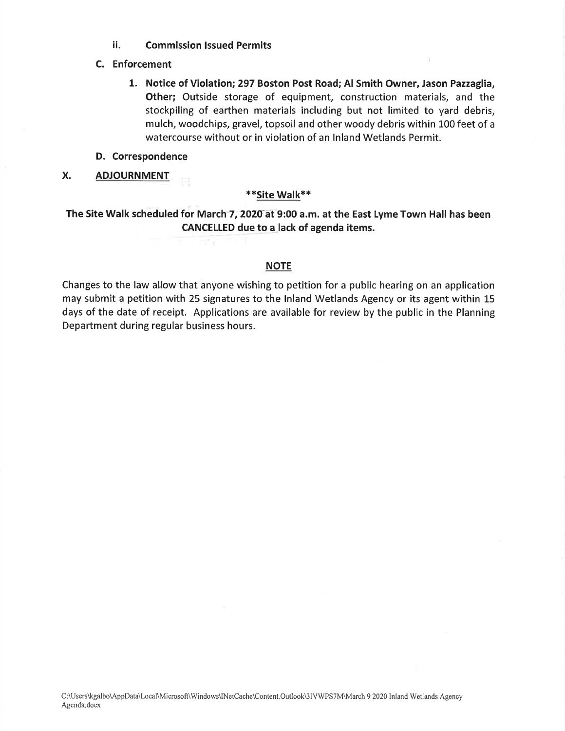ii. **Commission Issued Permits**

**C. Enforcement**

1. **Notice of Violation; 297 Boston Post Road; Al Smith Owner, Jason Pazzaglia, Other;** Outside storage of equipment, construction materials, and the stockpiling of earthen materials including but not limited to yard debris, mulch, woodchips, gravel, topsoil and other woody debris within 100 feet of a watercourse without or in violation of an Inland Wetlands Permit.

**D. Correspondence**

**X. ADJOURNMENT**

**\*\*Site Walk\*\***

**The Site Walk scheduled for March 7, 2020 at 9:00 a.m. at the East Lyme Town Hall has been CANCELLED due to a lack of agenda items.**

**NOTE**

Changes to the law allow that anyone wishing to petition for a public hearing on an application may submit a petition with 25 signatures to the Inland Wetlands Agency or its agent within 15 days of the date of receipt. Applications are available for review by the public in the Planning Department during regular business hours.

C:\Users\kgalbo\AppData\Local\Microsoft\Windows\INetCache\Content.Outlook\3IVWPS7M\March 9 2020 Inland Wetlands Agency Agenda.docx